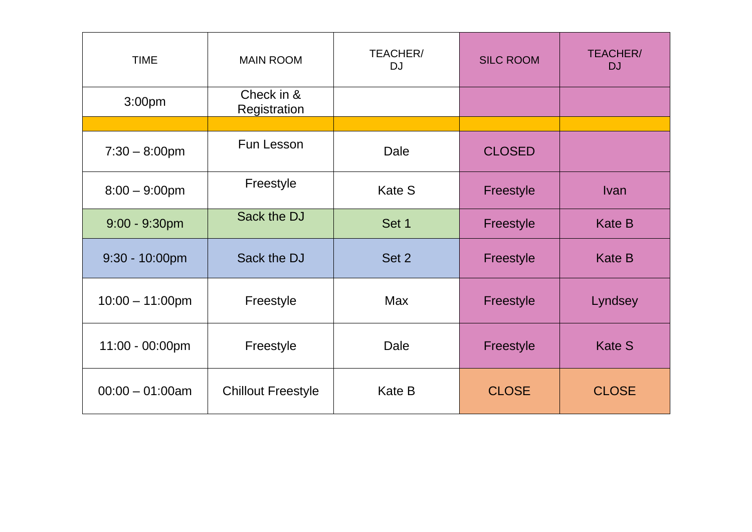| TIME | MAIN ROOM | TEACHER/ DJ | SILC ROOM | TEACHER/ DJ |
|---|---|---|---|---|
| 3:00pm | Check in & Registration | | | |
| | | | | |
| 7:30 – 8:00pm | Fun Lesson | Dale | CLOSED | |
| 8:00 – 9:00pm | Freestyle | Kate S | Freestyle | Ivan |
| 9:00 - 9:30pm | Sack the DJ | Set 1 | Freestyle | Kate B |
| 9:30 - 10:00pm | Sack the DJ | Set 2 | Freestyle | Kate B |
| 10:00 – 11:00pm | Freestyle | Max | Freestyle | Lyndsey |
| 11:00 - 00:00pm | Freestyle | Dale | Freestyle | Kate S |
| 00:00 – 01:00am | Chillout Freestyle | Kate B | CLOSE | CLOSE |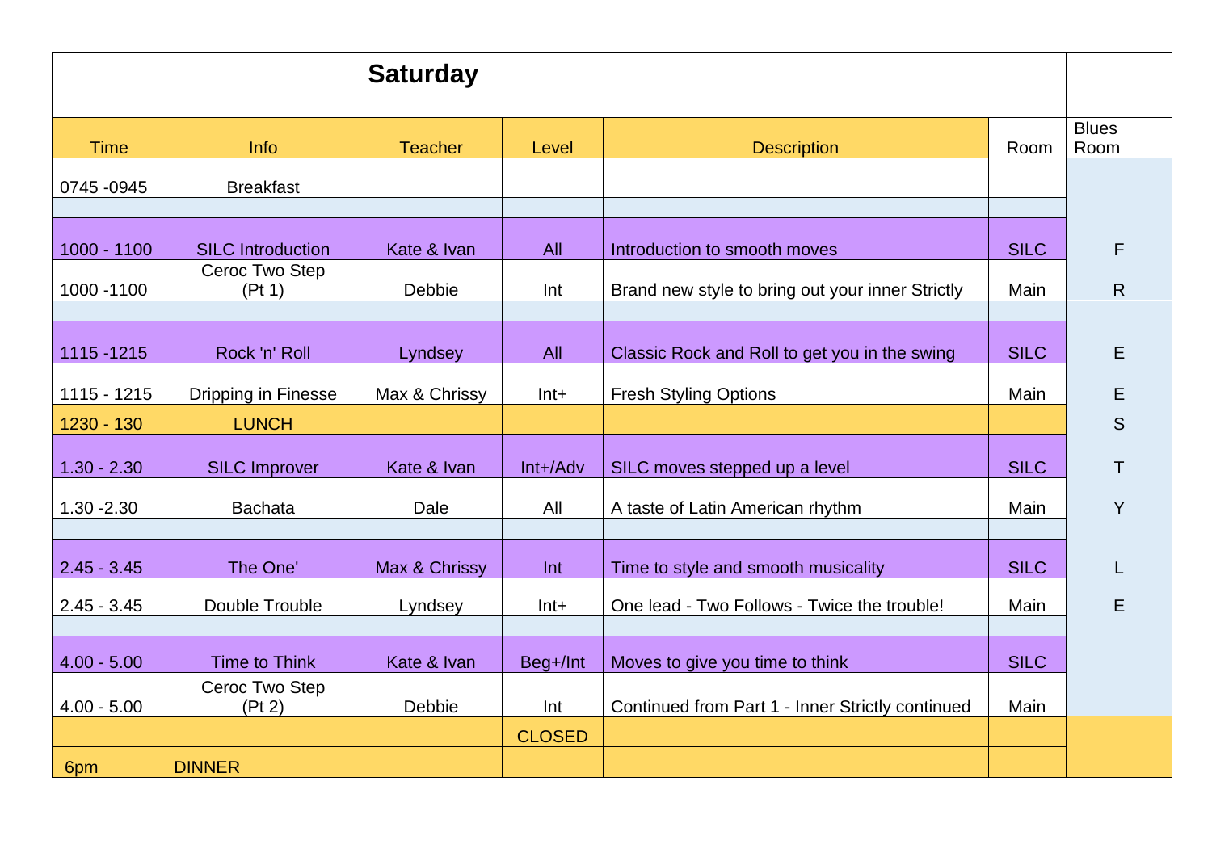## Saturday

| Time | Info | Teacher | Level | Description | Room | Blues Room |
|---|---|---|---|---|---|---|
| 0745 -0945 | Breakfast | | | | | |
| | | | | | | |
| 1000 - 1100 | SILC Introduction | Kate & Ivan | All | Introduction to smooth moves | SILC | F |
| 1000 -1100 | Ceroc Two Step (Pt 1) | Debbie | Int | Brand new style to bring out your inner Strictly | Main | R |
| | | | | | | |
| 1115 -1215 | Rock 'n' Roll | Lyndsey | All | Classic Rock and Roll to get you in the swing | SILC | E |
| 1115 - 1215 | Dripping in Finesse | Max & Chrissy | Int+ | Fresh Styling Options | Main | E |
| 1230 - 130 | LUNCH | | | | | S |
| 1.30 - 2.30 | SILC Improver | Kate & Ivan | Int+/Adv | SILC moves stepped up a level | SILC | T |
| 1.30 -2.30 | Bachata | Dale | All | A taste of Latin American rhythm | Main | Y |
| | | | | | | |
| 2.45 - 3.45 | The One' | Max & Chrissy | Int | Time to style and smooth musicality | SILC | L |
| 2.45 - 3.45 | Double Trouble | Lyndsey | Int+ | One lead - Two Follows - Twice the trouble! | Main | E |
| | | | | | | |
| 4.00 - 5.00 | Time to Think | Kate & Ivan | Beg+/Int | Moves to give you time to think | SILC | |
| 4.00 - 5.00 | Ceroc Two Step (Pt 2) | Debbie | Int | Continued from Part 1 - Inner Strictly continued | Main | |
| | | | CLOSED | | | |
| 6pm | DINNER | | | | | |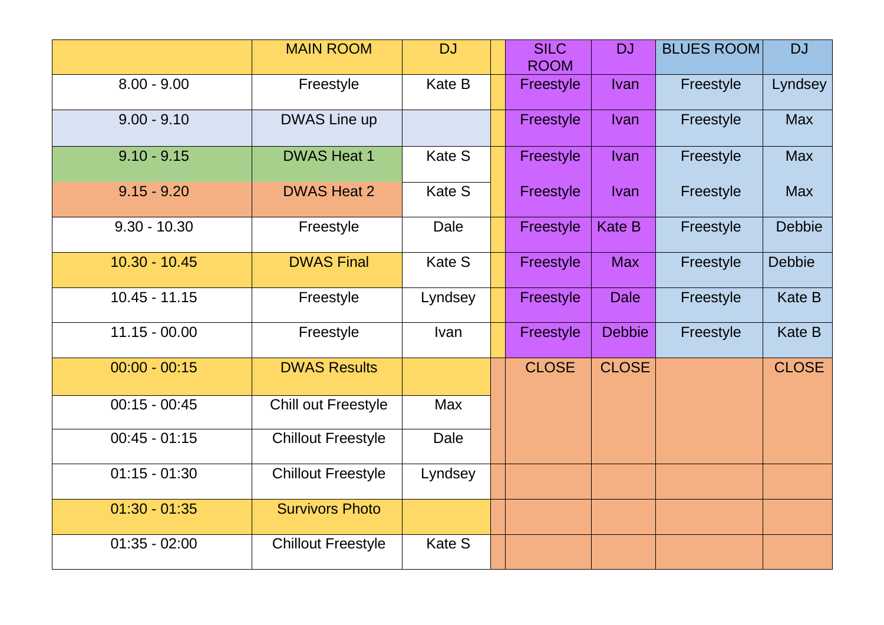| | MAIN ROOM | DJ | | SILC ROOM | DJ | BLUES ROOM | DJ |
|---|---|---|---|---|---|---|---|
| 8.00 - 9.00 | Freestyle | Kate B | | Freestyle | Ivan | Freestyle | Lyndsey |
| 9.00 - 9.10 | DWAS Line up | | | Freestyle | Ivan | Freestyle | Max |
| 9.10 - 9.15 | DWAS Heat 1 | Kate S | | Freestyle | Ivan | Freestyle | Max |
| 9.15 - 9.20 | DWAS Heat 2 | Kate S | | Freestyle | Ivan | Freestyle | Max |
| 9.30 - 10.30 | Freestyle | Dale | | Freestyle | Kate B | Freestyle | Debbie |
| 10.30 - 10.45 | DWAS Final | Kate S | | Freestyle | Max | Freestyle | Debbie |
| 10.45 - 11.15 | Freestyle | Lyndsey | | Freestyle | Dale | Freestyle | Kate B |
| 11.15 - 00.00 | Freestyle | Ivan | | Freestyle | Debbie | Freestyle | Kate B |
| 00:00 - 00:15 | DWAS Results | | | CLOSE | CLOSE | | CLOSE |
| 00:15 - 00:45 | Chill out Freestyle | Max | | | | | |
| 00:45 - 01:15 | Chillout Freestyle | Dale | | | | | |
| 01:15 - 01:30 | Chillout Freestyle | Lyndsey | | | | | |
| 01:30 - 01:35 | Survivors Photo | | | | | | |
| 01:35 - 02:00 | Chillout Freestyle | Kate S | | | | | |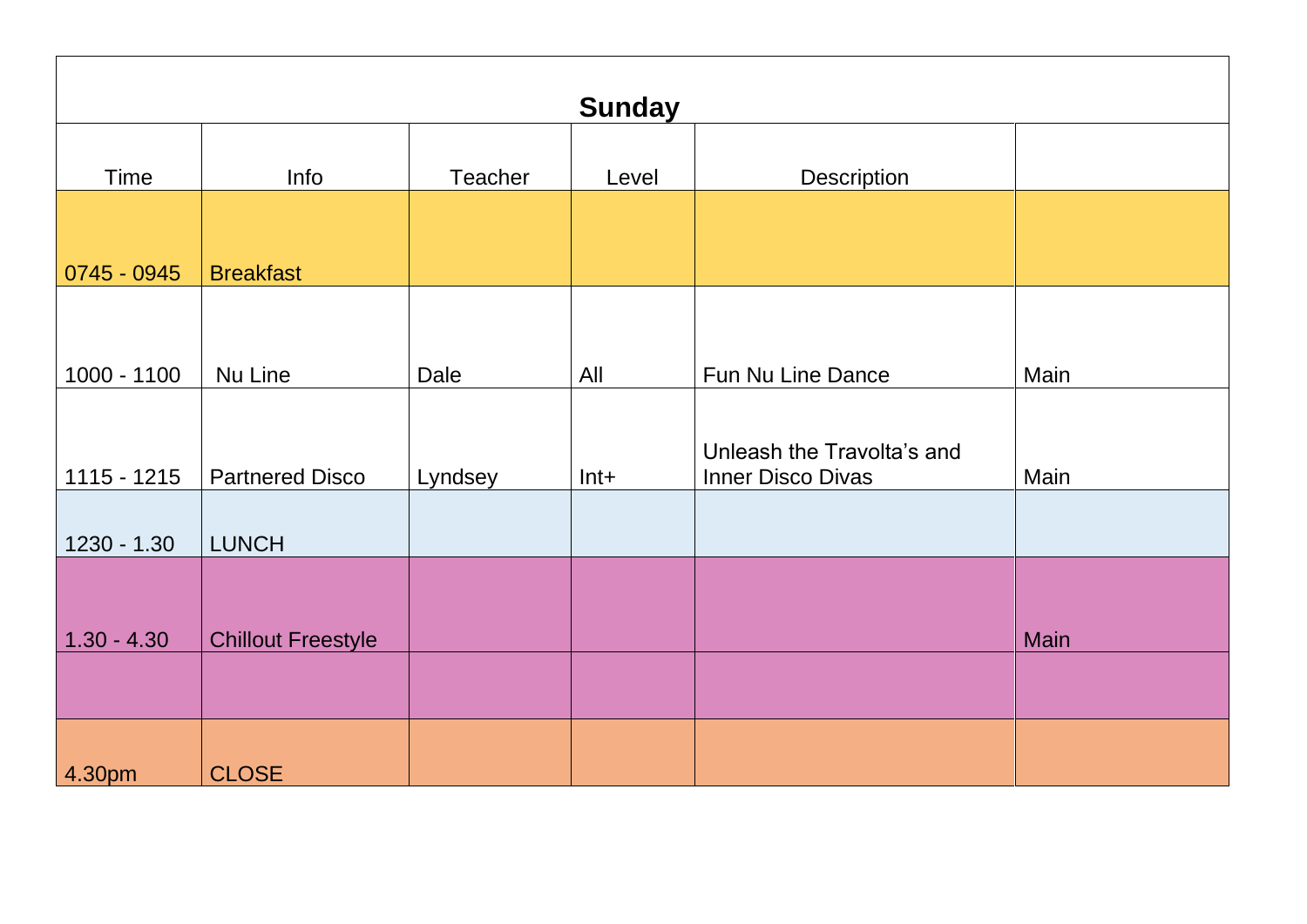| Sunday | | | | | |
|---|---|---|---|---|---|
| Time | Info | Teacher | Level | Description | |
| 0745 - 0945 | Breakfast | | | | |
| 1000 - 1100 | Nu Line | Dale | All | Fun Nu Line Dance | Main |
| 1115 - 1215 | Partnered Disco | Lyndsey | Int+ | Unleash the Travolta's and Inner Disco Divas | Main |
| 1230 - 1.30 | LUNCH | | | | |
| 1.30 - 4.30 | Chillout Freestyle | | | | Main |
| | | | | | |
| 4.30pm | CLOSE | | | | |